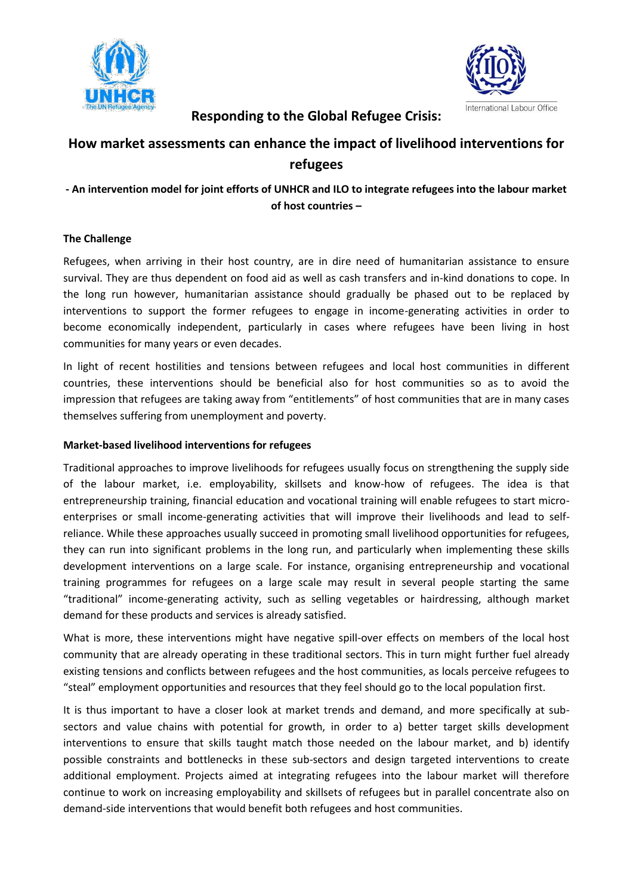# Responding to the Global Refugee Crisis:

## How market assessments can enhance the impact of livelihood interventions for refugees

**- An intervention model for joint efforts of UNHCR and ILO to integrate refugees into the labour market of host countries –**

**The Challenge**

Refugees, when arriving in their host country, are in dire need of humanitarian assistance to ensure survival. They are thus dependent on food aid as well as cash transfers and in-kind donations to cope. In the long run however, humanitarian assistance should gradually be phased out to be replaced by interventions to support the former refugees to engage in income-generating activities in order to become economically independent, particularly in cases where refugees have been living in host communities for many years or even decades.

In light of recent hostilities and tensions between refugees and local host communities in different countries, these interventions should be beneficial also for host communities so as to avoid the impression that refugees are taking away from "entitlements" of host communities that are in many cases themselves suffering from unemployment and poverty.

**Market-based livelihood interventions for refugees**

Traditional approaches to improve livelihoods for refugees usually focus on strengthening the supply side of the labour market, i.e. employability, skillsets and know-how of refugees. The idea is that entrepreneurship training, financial education and vocational training will enable refugees to start micro-enterprises or small income-generating activities that will improve their livelihoods and lead to self-reliance. While these approaches usually succeed in promoting small livelihood opportunities for refugees, they can run into significant problems in the long run, and particularly when implementing these skills development interventions on a large scale. For instance, organising entrepreneurship and vocational training programmes for refugees on a large scale may result in several people starting the same "traditional" income-generating activity, such as selling vegetables or hairdressing, although market demand for these products and services is already satisfied.

What is more, these interventions might have negative spill-over effects on members of the local host community that are already operating in these traditional sectors. This in turn might further fuel already existing tensions and conflicts between refugees and the host communities, as locals perceive refugees to "steal" employment opportunities and resources that they feel should go to the local population first.

It is thus important to have a closer look at market trends and demand, and more specifically at sub-sectors and value chains with potential for growth, in order to a) better target skills development interventions to ensure that skills taught match those needed on the labour market, and b) identify possible constraints and bottlenecks in these sub-sectors and design targeted interventions to create additional employment. Projects aimed at integrating refugees into the labour market will therefore continue to work on increasing employability and skillsets of refugees but in parallel concentrate also on demand-side interventions that would benefit both refugees and host communities.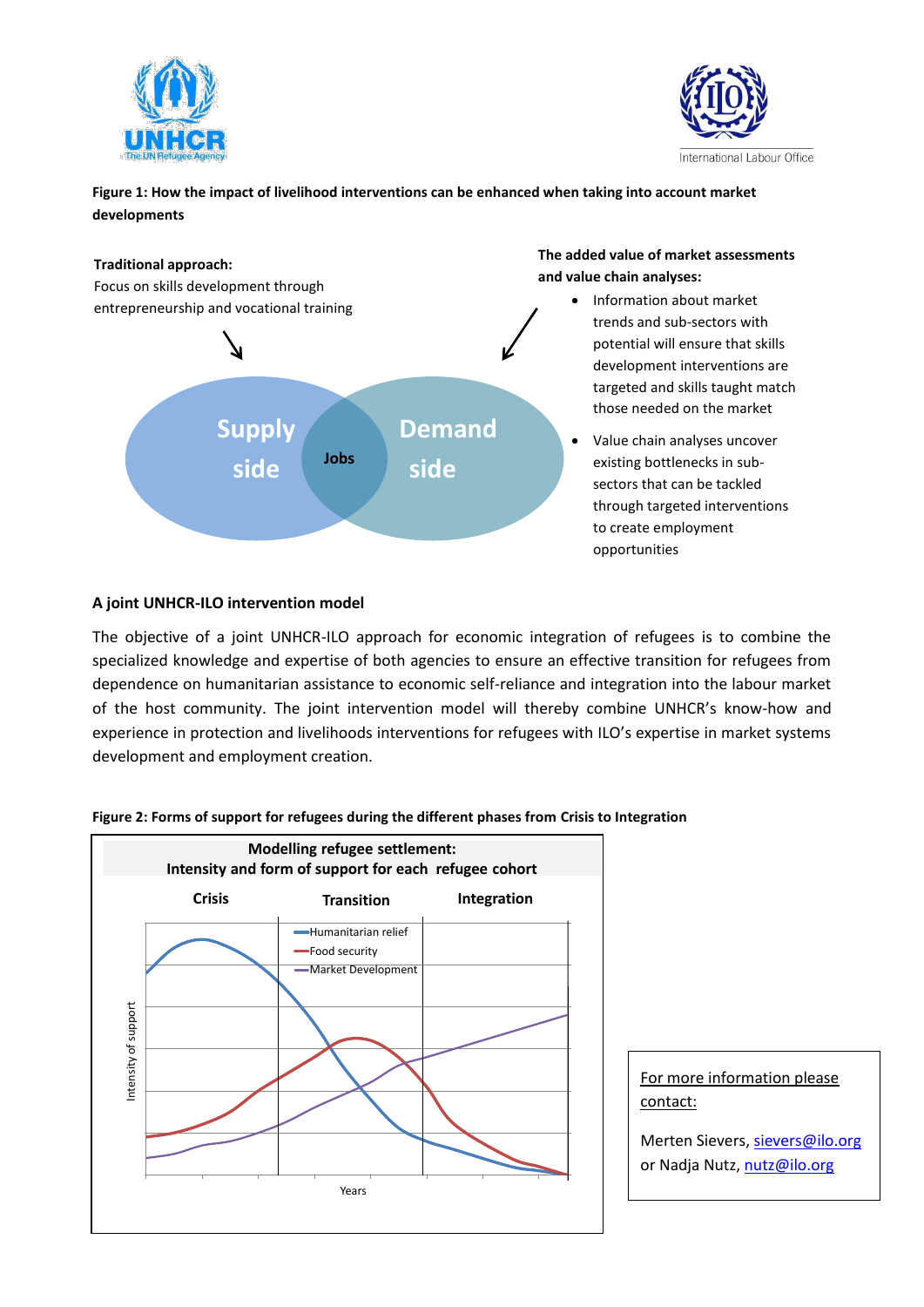UNHCR The UN Refugee Agency

International Labour Office

**Figure 1: How the impact of livelihood interventions can be enhanced when taking into account market developments**

**Traditional approach:**
Focus on skills development through entrepreneurship and vocational training

Supply side

Jobs

Demand side

**The added value of market assessments and value chain analyses:**

- Information about market trends and sub-sectors with potential will ensure that skills development interventions are targeted and skills taught match those needed on the market
- Value chain analyses uncover existing bottlenecks in sub-sectors that can be tackled through targeted interventions to create employment opportunities

**A joint UNHCR-ILO intervention model**

The objective of a joint UNHCR-ILO approach for economic integration of refugees is to combine the specialized knowledge and expertise of both agencies to ensure an effective transition for refugees from dependence on humanitarian assistance to economic self-reliance and integration into the labour market of the host community. The joint intervention model will thereby combine UNHCR's know-how and experience in protection and livelihoods interventions for refugees with ILO's expertise in market systems development and employment creation.

**Figure 2: Forms of support for refugees during the different phases from Crisis to Integration**

Modelling refugee settlement:
Intensity and form of support for each refugee cohort

Crisis
Transition
Integration

Humanitarian relief
Food security
Market Development

Intensity of support

Years

For more information please contact:

Merten Sievers, sievers@ilo.org
or Nadja Nutz, nutz@ilo.org